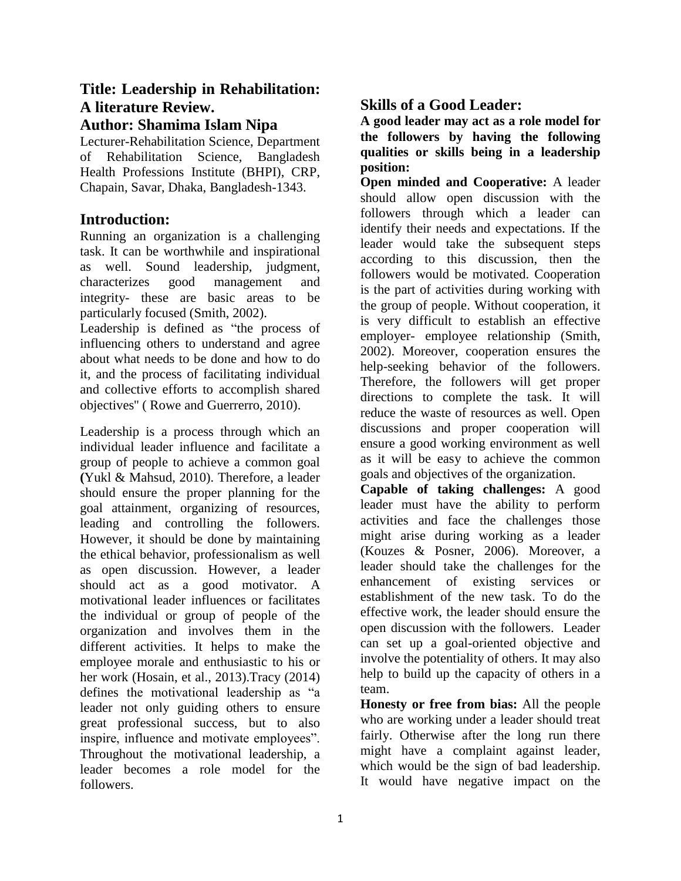# Title: Leadership in Rehabilitation: A literature Review.

## Author: Shamima Islam Nipa

Lecturer-Rehabilitation Science, Department of Rehabilitation Science, Bangladesh Health Professions Institute (BHPI), CRP, Chapain, Savar, Dhaka, Bangladesh-1343.

## Introduction:

Running an organization is a challenging task. It can be worthwhile and inspirational as well. Sound leadership, judgment, characterizes good management and integrity- these are basic areas to be particularly focused (Smith, 2002).

Leadership is defined as "the process of influencing others to understand and agree about what needs to be done and how to do it, and the process of facilitating individual and collective efforts to accomplish shared objectives" ( Rowe and Guerrerro, 2010).

Leadership is a process through which an individual leader influence and facilitate a group of people to achieve a common goal **(**Yukl & Mahsud, 2010). Therefore, a leader should ensure the proper planning for the goal attainment, organizing of resources, leading and controlling the followers. However, it should be done by maintaining the ethical behavior, professionalism as well as open discussion. However, a leader should act as a good motivator. A motivational leader influences or facilitates the individual or group of people of the organization and involves them in the different activities. It helps to make the employee morale and enthusiastic to his or her work (Hosain, et al., 2013).Tracy (2014) defines the motivational leadership as "a leader not only guiding others to ensure great professional success, but to also inspire, influence and motivate employees". Throughout the motivational leadership, a leader becomes a role model for the followers.

## Skills of a Good Leader:

**A good leader may act as a role model for the followers by having the following qualities or skills being in a leadership position:**

**Open minded and Cooperative:** A leader should allow open discussion with the followers through which a leader can identify their needs and expectations. If the leader would take the subsequent steps according to this discussion, then the followers would be motivated. Cooperation is the part of activities during working with the group of people. Without cooperation, it is very difficult to establish an effective employer- employee relationship (Smith, 2002). Moreover, cooperation ensures the help-seeking behavior of the followers. Therefore, the followers will get proper directions to complete the task. It will reduce the waste of resources as well. Open discussions and proper cooperation will ensure a good working environment as well as it will be easy to achieve the common goals and objectives of the organization.

**Capable of taking challenges:** A good leader must have the ability to perform activities and face the challenges those might arise during working as a leader (Kouzes & Posner, 2006). Moreover, a leader should take the challenges for the enhancement of existing services or establishment of the new task. To do the effective work, the leader should ensure the open discussion with the followers. Leader can set up a goal-oriented objective and involve the potentiality of others. It may also help to build up the capacity of others in a team.

**Honesty or free from bias:** All the people who are working under a leader should treat fairly. Otherwise after the long run there might have a complaint against leader, which would be the sign of bad leadership. It would have negative impact on the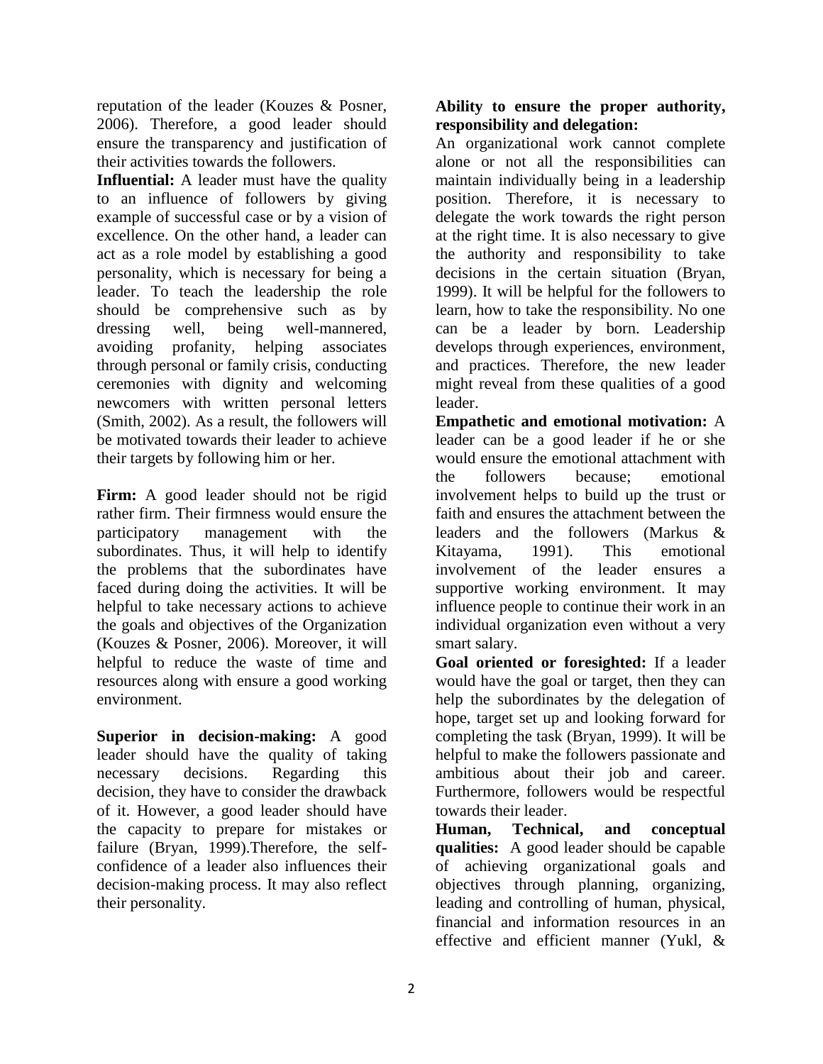reputation of the leader (Kouzes & Posner, 2006). Therefore, a good leader should ensure the transparency and justification of their activities towards the followers.

**Influential:** A leader must have the quality to an influence of followers by giving example of successful case or by a vision of excellence. On the other hand, a leader can act as a role model by establishing a good personality, which is necessary for being a leader. To teach the leadership the role should be comprehensive such as by dressing well, being well-mannered, avoiding profanity, helping associates through personal or family crisis, conducting ceremonies with dignity and welcoming newcomers with written personal letters (Smith, 2002). As a result, the followers will be motivated towards their leader to achieve their targets by following him or her.

**Firm:** A good leader should not be rigid rather firm. Their firmness would ensure the participatory management with the subordinates. Thus, it will help to identify the problems that the subordinates have faced during doing the activities. It will be helpful to take necessary actions to achieve the goals and objectives of the Organization (Kouzes & Posner, 2006). Moreover, it will helpful to reduce the waste of time and resources along with ensure a good working environment.

**Superior in decision-making:** A good leader should have the quality of taking necessary decisions. Regarding this decision, they have to consider the drawback of it. However, a good leader should have the capacity to prepare for mistakes or failure (Bryan, 1999).Therefore, the self-confidence of a leader also influences their decision-making process. It may also reflect their personality.

**Ability to ensure the proper authority, responsibility and delegation:**
An organizational work cannot complete alone or not all the responsibilities can maintain individually being in a leadership position. Therefore, it is necessary to delegate the work towards the right person at the right time. It is also necessary to give the authority and responsibility to take decisions in the certain situation (Bryan, 1999). It will be helpful for the followers to learn, how to take the responsibility. No one can be a leader by born. Leadership develops through experiences, environment, and practices. Therefore, the new leader might reveal from these qualities of a good leader.

**Empathetic and emotional motivation:** A leader can be a good leader if he or she would ensure the emotional attachment with the followers because; emotional involvement helps to build up the trust or faith and ensures the attachment between the leaders and the followers (Markus & Kitayama, 1991). This emotional involvement of the leader ensures a supportive working environment. It may influence people to continue their work in an individual organization even without a very smart salary.

**Goal oriented or foresighted:** If a leader would have the goal or target, then they can help the subordinates by the delegation of hope, target set up and looking forward for completing the task (Bryan, 1999). It will be helpful to make the followers passionate and ambitious about their job and career. Furthermore, followers would be respectful towards their leader.

**Human, Technical, and conceptual qualities:** A good leader should be capable of achieving organizational goals and objectives through planning, organizing, leading and controlling of human, physical, financial and information resources in an effective and efficient manner (Yukl, &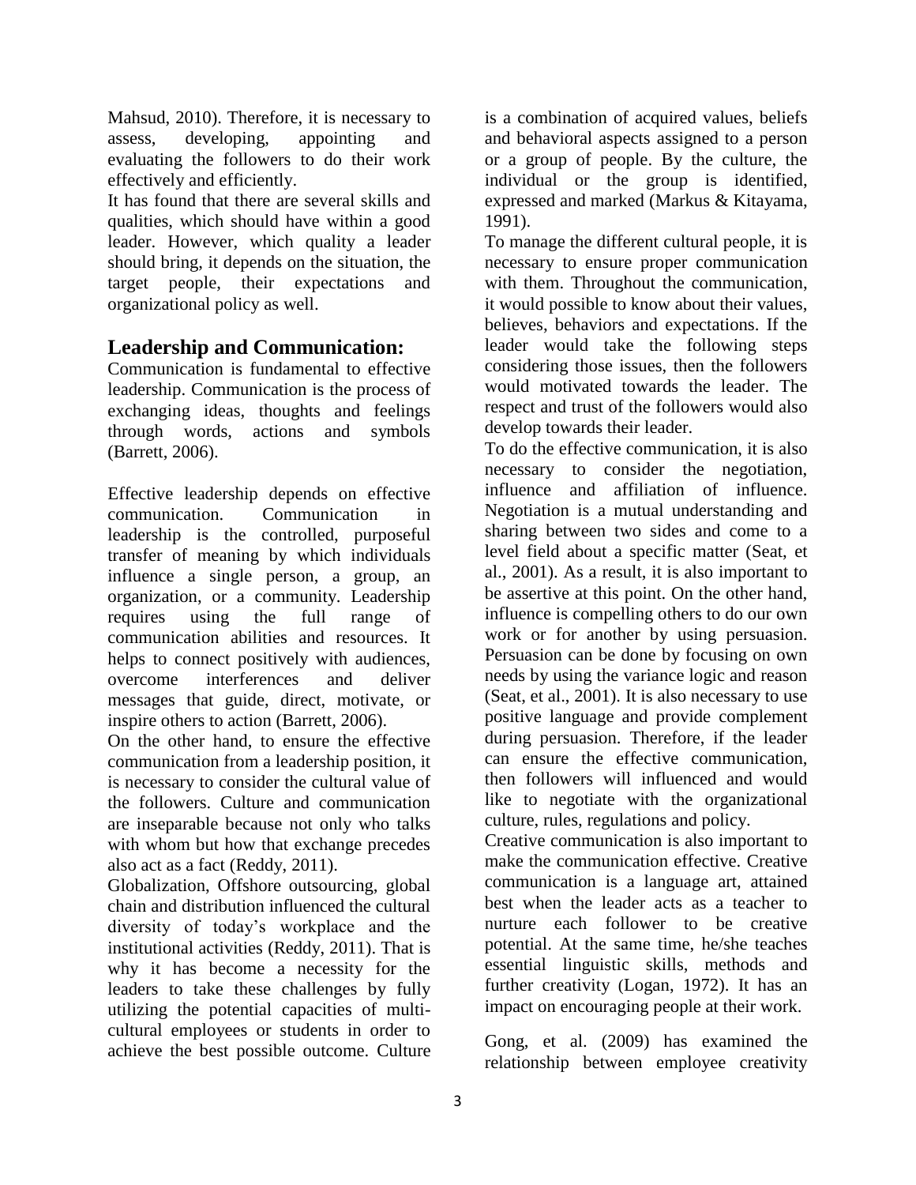Mahsud, 2010). Therefore, it is necessary to assess, developing, appointing and evaluating the followers to do their work effectively and efficiently.

It has found that there are several skills and qualities, which should have within a good leader. However, which quality a leader should bring, it depends on the situation, the target people, their expectations and organizational policy as well.

## Leadership and Communication:

Communication is fundamental to effective leadership. Communication is the process of exchanging ideas, thoughts and feelings through words, actions and symbols (Barrett, 2006).

Effective leadership depends on effective communication. Communication in leadership is the controlled, purposeful transfer of meaning by which individuals influence a single person, a group, an organization, or a community. Leadership requires using the full range of communication abilities and resources. It helps to connect positively with audiences, overcome interferences and deliver messages that guide, direct, motivate, or inspire others to action (Barrett, 2006).

On the other hand, to ensure the effective communication from a leadership position, it is necessary to consider the cultural value of the followers. Culture and communication are inseparable because not only who talks with whom but how that exchange precedes also act as a fact (Reddy, 2011).

Globalization, Offshore outsourcing, global chain and distribution influenced the cultural diversity of today's workplace and the institutional activities (Reddy, 2011). That is why it has become a necessity for the leaders to take these challenges by fully utilizing the potential capacities of multi-cultural employees or students in order to achieve the best possible outcome. Culture is a combination of acquired values, beliefs and behavioral aspects assigned to a person or a group of people. By the culture, the individual or the group is identified, expressed and marked (Markus & Kitayama, 1991).

To manage the different cultural people, it is necessary to ensure proper communication with them. Throughout the communication, it would possible to know about their values, believes, behaviors and expectations. If the leader would take the following steps considering those issues, then the followers would motivated towards the leader. The respect and trust of the followers would also develop towards their leader.

To do the effective communication, it is also necessary to consider the negotiation, influence and affiliation of influence. Negotiation is a mutual understanding and sharing between two sides and come to a level field about a specific matter (Seat, et al., 2001). As a result, it is also important to be assertive at this point. On the other hand, influence is compelling others to do our own work or for another by using persuasion. Persuasion can be done by focusing on own needs by using the variance logic and reason (Seat, et al., 2001). It is also necessary to use positive language and provide complement during persuasion. Therefore, if the leader can ensure the effective communication, then followers will influenced and would like to negotiate with the organizational culture, rules, regulations and policy.

Creative communication is also important to make the communication effective. Creative communication is a language art, attained best when the leader acts as a teacher to nurture each follower to be creative potential. At the same time, he/she teaches essential linguistic skills, methods and further creativity (Logan, 1972). It has an impact on encouraging people at their work.

Gong, et al. (2009) has examined the relationship between employee creativity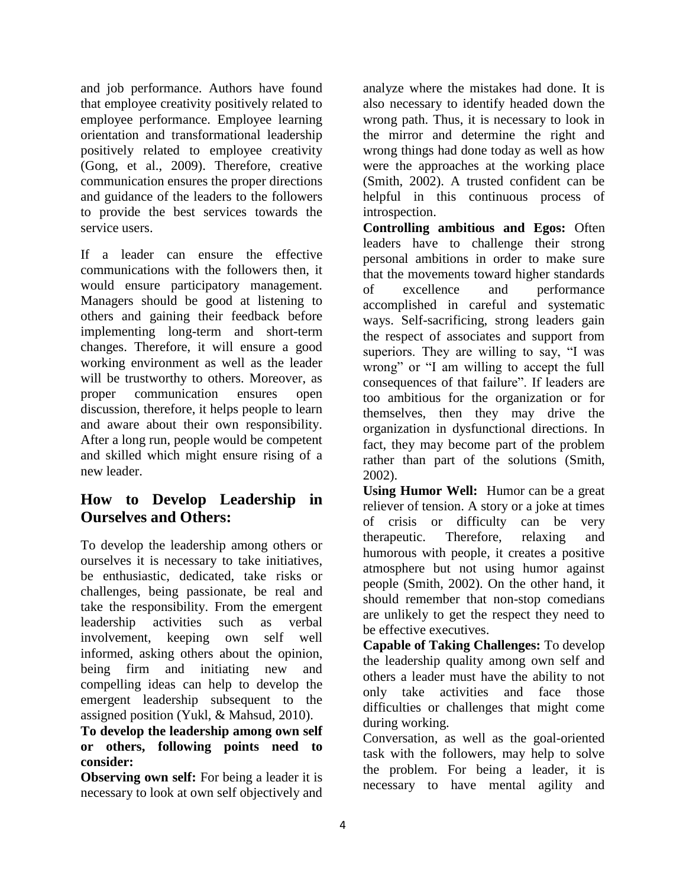and job performance. Authors have found that employee creativity positively related to employee performance. Employee learning orientation and transformational leadership positively related to employee creativity (Gong, et al., 2009). Therefore, creative communication ensures the proper directions and guidance of the leaders to the followers to provide the best services towards the service users.

If a leader can ensure the effective communications with the followers then, it would ensure participatory management. Managers should be good at listening to others and gaining their feedback before implementing long-term and short-term changes. Therefore, it will ensure a good working environment as well as the leader will be trustworthy to others. Moreover, as proper communication ensures open discussion, therefore, it helps people to learn and aware about their own responsibility. After a long run, people would be competent and skilled which might ensure rising of a new leader.

## How to Develop Leadership in Ourselves and Others:

To develop the leadership among others or ourselves it is necessary to take initiatives, be enthusiastic, dedicated, take risks or challenges, being passionate, be real and take the responsibility. From the emergent leadership activities such as verbal involvement, keeping own self well informed, asking others about the opinion, being firm and initiating new and compelling ideas can help to develop the emergent leadership subsequent to the assigned position (Yukl, & Mahsud, 2010).

**To develop the leadership among own self or others, following points need to consider:**

**Observing own self:** For being a leader it is necessary to look at own self objectively and analyze where the mistakes had done. It is also necessary to identify headed down the wrong path. Thus, it is necessary to look in the mirror and determine the right and wrong things had done today as well as how were the approaches at the working place (Smith, 2002). A trusted confident can be helpful in this continuous process of introspection.

**Controlling ambitious and Egos:** Often leaders have to challenge their strong personal ambitions in order to make sure that the movements toward higher standards of excellence and performance accomplished in careful and systematic ways. Self-sacrificing, strong leaders gain the respect of associates and support from superiors. They are willing to say, "I was wrong" or "I am willing to accept the full consequences of that failure". If leaders are too ambitious for the organization or for themselves, then they may drive the organization in dysfunctional directions. In fact, they may become part of the problem rather than part of the solutions (Smith, 2002).

**Using Humor Well:** Humor can be a great reliever of tension. A story or a joke at times of crisis or difficulty can be very therapeutic. Therefore, relaxing and humorous with people, it creates a positive atmosphere but not using humor against people (Smith, 2002). On the other hand, it should remember that non-stop comedians are unlikely to get the respect they need to be effective executives.

**Capable of Taking Challenges:** To develop the leadership quality among own self and others a leader must have the ability to not only take activities and face those difficulties or challenges that might come during working.

Conversation, as well as the goal-oriented task with the followers, may help to solve the problem. For being a leader, it is necessary to have mental agility and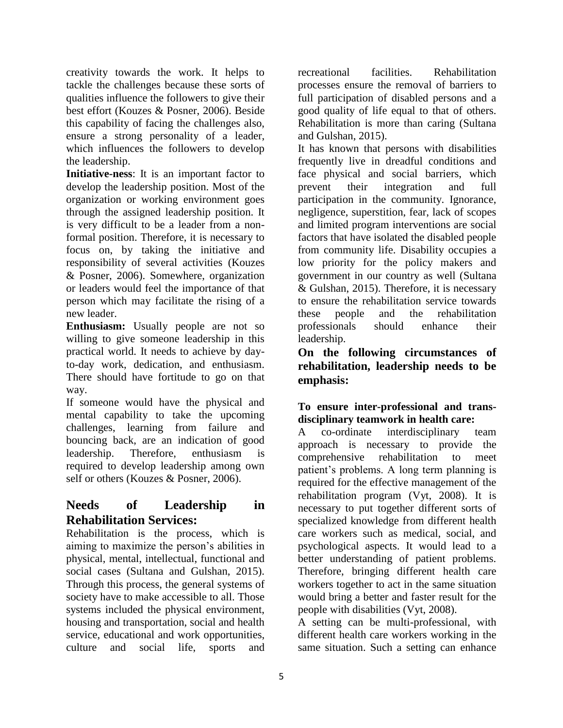creativity towards the work. It helps to tackle the challenges because these sorts of qualities influence the followers to give their best effort (Kouzes & Posner, 2006). Beside this capability of facing the challenges also, ensure a strong personality of a leader, which influences the followers to develop the leadership.

**Initiative-ness**: It is an important factor to develop the leadership position. Most of the organization or working environment goes through the assigned leadership position. It is very difficult to be a leader from a non-formal position. Therefore, it is necessary to focus on, by taking the initiative and responsibility of several activities (Kouzes & Posner, 2006). Somewhere, organization or leaders would feel the importance of that person which may facilitate the rising of a new leader.

**Enthusiasm:** Usually people are not so willing to give someone leadership in this practical world. It needs to achieve by day-to-day work, dedication, and enthusiasm. There should have fortitude to go on that way.

If someone would have the physical and mental capability to take the upcoming challenges, learning from failure and bouncing back, are an indication of good leadership. Therefore, enthusiasm is required to develop leadership among own self or others (Kouzes & Posner, 2006).

## Needs of Leadership in Rehabilitation Services:

Rehabilitation is the process, which is aiming to maximize the person's abilities in physical, mental, intellectual, functional and social cases (Sultana and Gulshan, 2015). Through this process, the general systems of society have to make accessible to all. Those systems included the physical environment, housing and transportation, social and health service, educational and work opportunities, culture and social life, sports and recreational facilities. Rehabilitation processes ensure the removal of barriers to full participation of disabled persons and a good quality of life equal to that of others. Rehabilitation is more than caring (Sultana and Gulshan, 2015).

It has known that persons with disabilities frequently live in dreadful conditions and face physical and social barriers, which prevent their integration and full participation in the community. Ignorance, negligence, superstition, fear, lack of scopes and limited program interventions are social factors that have isolated the disabled people from community life. Disability occupies a low priority for the policy makers and government in our country as well (Sultana & Gulshan, 2015). Therefore, it is necessary to ensure the rehabilitation service towards these people and the rehabilitation professionals should enhance their leadership.

### On the following circumstances of rehabilitation, leadership needs to be emphasis:

**To ensure inter-professional and trans-disciplinary teamwork in health care:**

A co-ordinate interdisciplinary team approach is necessary to provide the comprehensive rehabilitation to meet patient's problems. A long term planning is required for the effective management of the rehabilitation program (Vyt, 2008). It is necessary to put together different sorts of specialized knowledge from different health care workers such as medical, social, and psychological aspects. It would lead to a better understanding of patient problems. Therefore, bringing different health care workers together to act in the same situation would bring a better and faster result for the people with disabilities (Vyt, 2008).

A setting can be multi-professional, with different health care workers working in the same situation. Such a setting can enhance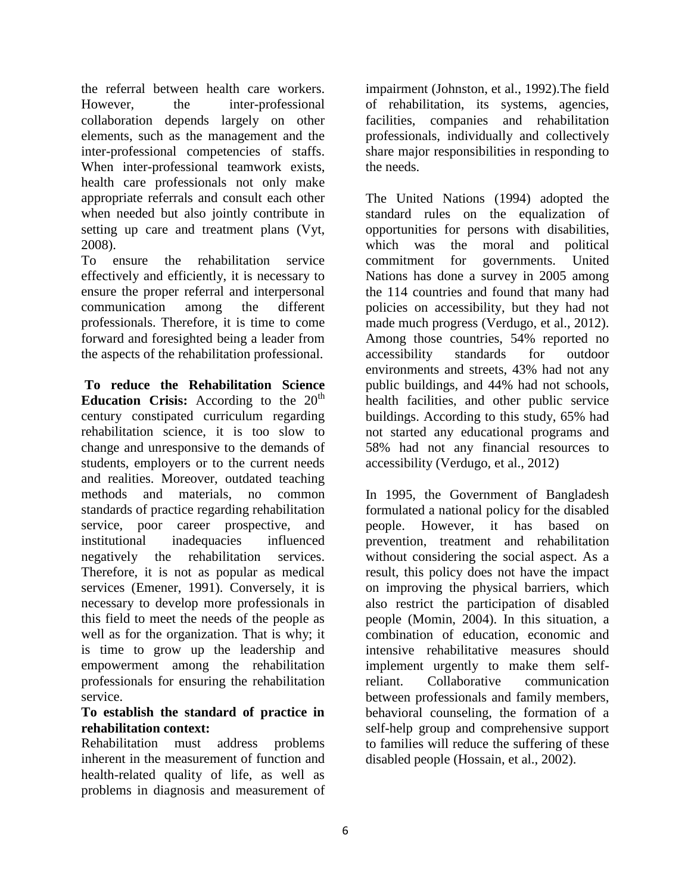the referral between health care workers. However, the inter-professional collaboration depends largely on other elements, such as the management and the inter-professional competencies of staffs. When inter-professional teamwork exists, health care professionals not only make appropriate referrals and consult each other when needed but also jointly contribute in setting up care and treatment plans (Vyt, 2008).

To ensure the rehabilitation service effectively and efficiently, it is necessary to ensure the proper referral and interpersonal communication among the different professionals. Therefore, it is time to come forward and foresighted being a leader from the aspects of the rehabilitation professional.

**To reduce the Rehabilitation Science Education Crisis:** According to the 20th century constipated curriculum regarding rehabilitation science, it is too slow to change and unresponsive to the demands of students, employers or to the current needs and realities. Moreover, outdated teaching methods and materials, no common standards of practice regarding rehabilitation service, poor career prospective, and institutional inadequacies influenced negatively the rehabilitation services. Therefore, it is not as popular as medical services (Emener, 1991). Conversely, it is necessary to develop more professionals in this field to meet the needs of the people as well as for the organization. That is why; it is time to grow up the leadership and empowerment among the rehabilitation professionals for ensuring the rehabilitation service.

**To establish the standard of practice in rehabilitation context:**

Rehabilitation must address problems inherent in the measurement of function and health-related quality of life, as well as problems in diagnosis and measurement of impairment (Johnston, et al., 1992).The field of rehabilitation, its systems, agencies, facilities, companies and rehabilitation professionals, individually and collectively share major responsibilities in responding to the needs.

The United Nations (1994) adopted the standard rules on the equalization of opportunities for persons with disabilities, which was the moral and political commitment for governments. United Nations has done a survey in 2005 among the 114 countries and found that many had policies on accessibility, but they had not made much progress (Verdugo, et al., 2012). Among those countries, 54% reported no accessibility standards for outdoor environments and streets, 43% had not any public buildings, and 44% had not schools, health facilities, and other public service buildings. According to this study, 65% had not started any educational programs and 58% had not any financial resources to accessibility (Verdugo, et al., 2012)

In 1995, the Government of Bangladesh formulated a national policy for the disabled people. However, it has based on prevention, treatment and rehabilitation without considering the social aspect. As a result, this policy does not have the impact on improving the physical barriers, which also restrict the participation of disabled people (Momin, 2004). In this situation, a combination of education, economic and intensive rehabilitative measures should implement urgently to make them self-reliant. Collaborative communication between professionals and family members, behavioral counseling, the formation of a self-help group and comprehensive support to families will reduce the suffering of these disabled people (Hossain, et al., 2002).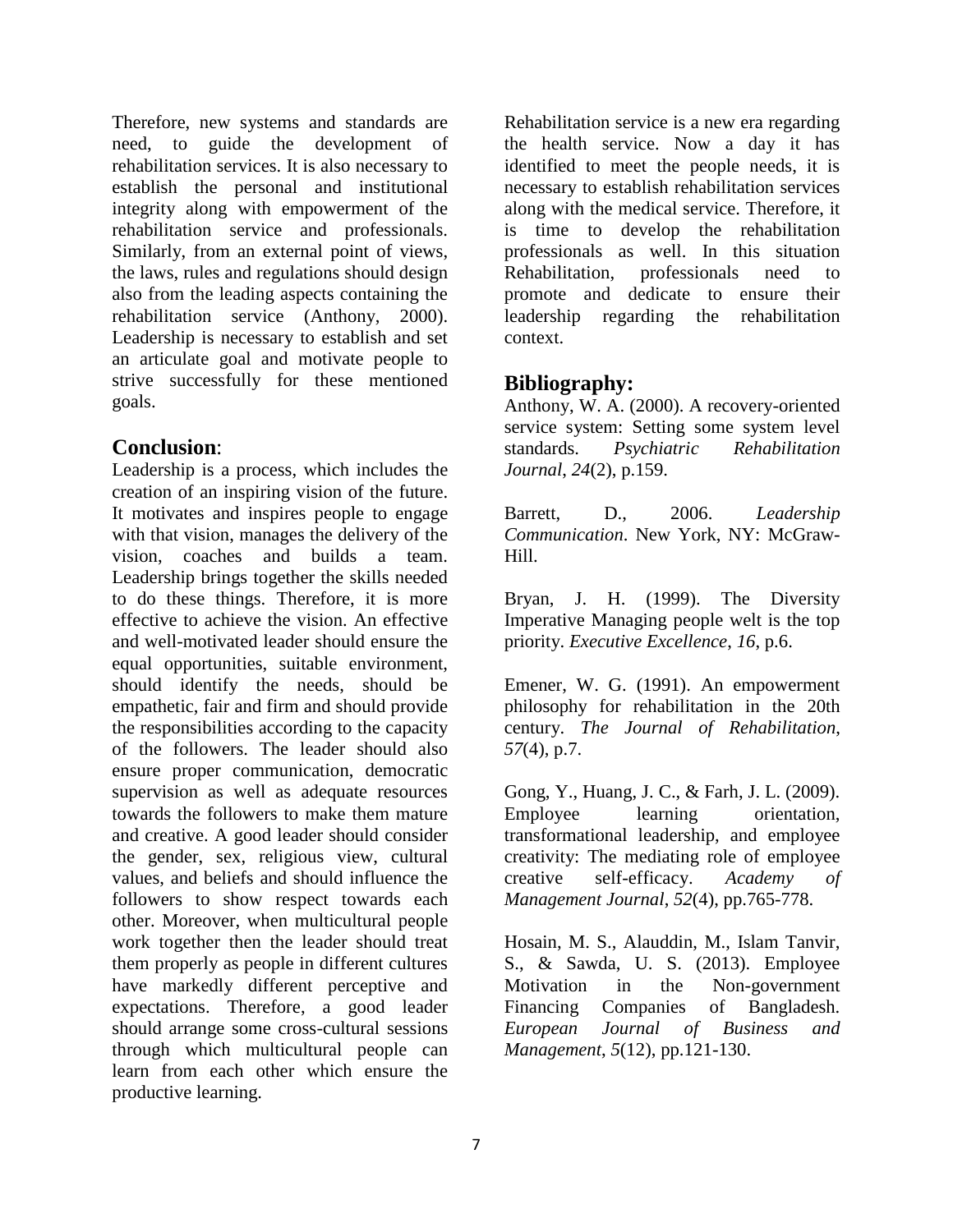Therefore, new systems and standards are need, to guide the development of rehabilitation services. It is also necessary to establish the personal and institutional integrity along with empowerment of the rehabilitation service and professionals. Similarly, from an external point of views, the laws, rules and regulations should design also from the leading aspects containing the rehabilitation service (Anthony, 2000). Leadership is necessary to establish and set an articulate goal and motivate people to strive successfully for these mentioned goals.

## Conclusion:

Leadership is a process, which includes the creation of an inspiring vision of the future. It motivates and inspires people to engage with that vision, manages the delivery of the vision, coaches and builds a team. Leadership brings together the skills needed to do these things. Therefore, it is more effective to achieve the vision. An effective and well-motivated leader should ensure the equal opportunities, suitable environment, should identify the needs, should be empathetic, fair and firm and should provide the responsibilities according to the capacity of the followers. The leader should also ensure proper communication, democratic supervision as well as adequate resources towards the followers to make them mature and creative. A good leader should consider the gender, sex, religious view, cultural values, and beliefs and should influence the followers to show respect towards each other. Moreover, when multicultural people work together then the leader should treat them properly as people in different cultures have markedly different perceptive and expectations. Therefore, a good leader should arrange some cross-cultural sessions through which multicultural people can learn from each other which ensure the productive learning.

Rehabilitation service is a new era regarding the health service. Now a day it has identified to meet the people needs, it is necessary to establish rehabilitation services along with the medical service. Therefore, it is time to develop the rehabilitation professionals as well. In this situation Rehabilitation, professionals need to promote and dedicate to ensure their leadership regarding the rehabilitation context.

## Bibliography:

Anthony, W. A. (2000). A recovery-oriented service system: Setting some system level standards. *Psychiatric Rehabilitation Journal*, *24*(2), p.159.

Barrett, D., 2006. *Leadership Communication*. New York, NY: McGraw-Hill.

Bryan, J. H. (1999). The Diversity Imperative Managing people welt is the top priority. *Executive Excellence*, *16*, p.6.

Emener, W. G. (1991). An empowerment philosophy for rehabilitation in the 20th century. *The Journal of Rehabilitation*, *57*(4), p.7.

Gong, Y., Huang, J. C., & Farh, J. L. (2009). Employee learning orientation, transformational leadership, and employee creativity: The mediating role of employee creative self-efficacy. *Academy of Management Journal*, *52*(4), pp.765-778.

Hosain, M. S., Alauddin, M., Islam Tanvir, S., & Sawda, U. S. (2013). Employee Motivation in the Non-government Financing Companies of Bangladesh. *European Journal of Business and Management*, *5*(12), pp.121-130.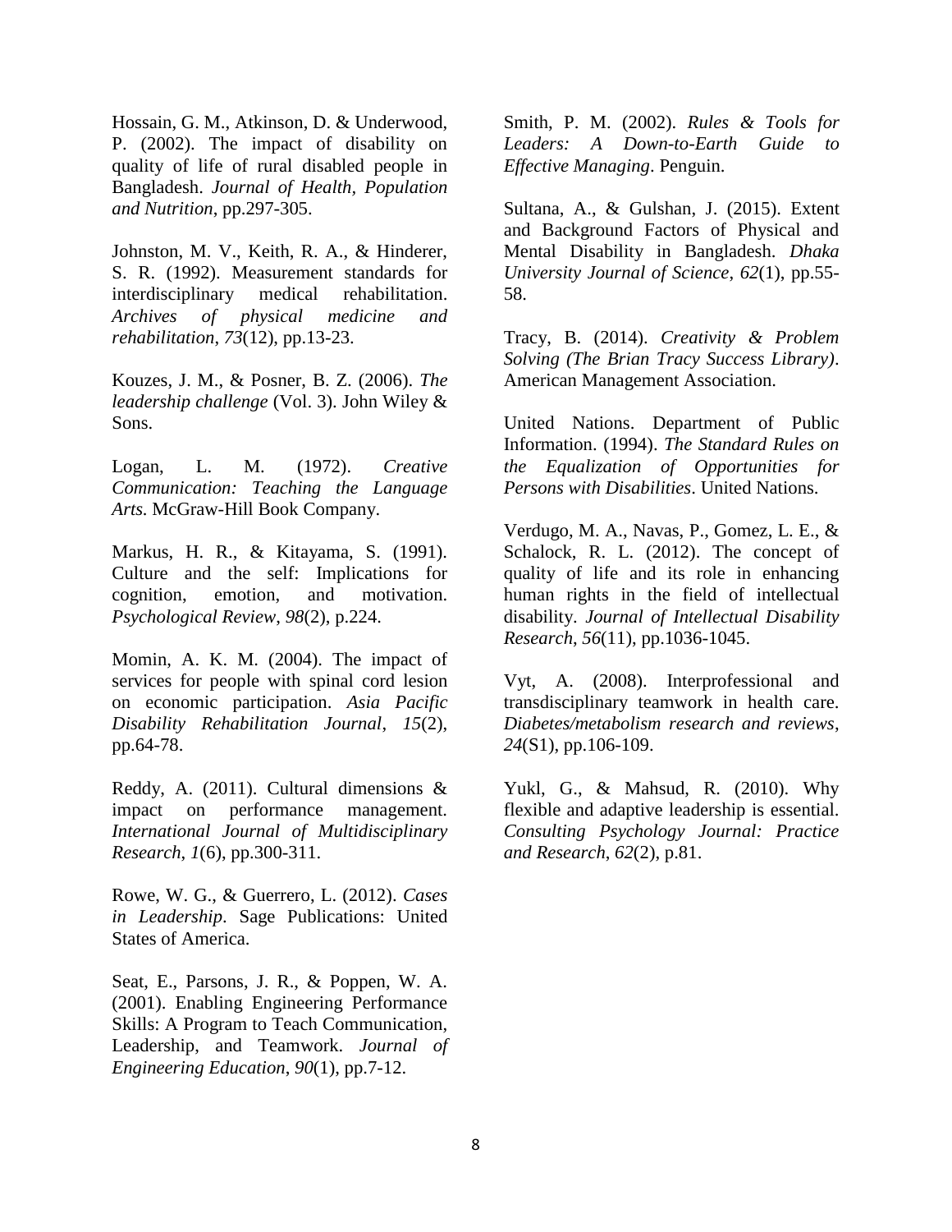Hossain, G. M., Atkinson, D. & Underwood, P. (2002). The impact of disability on quality of life of rural disabled people in Bangladesh. *Journal of Health, Population and Nutrition*, pp.297-305.

Johnston, M. V., Keith, R. A., & Hinderer, S. R. (1992). Measurement standards for interdisciplinary medical rehabilitation. *Archives of physical medicine and rehabilitation*, *73*(12), pp.13-23.

Kouzes, J. M., & Posner, B. Z. (2006). *The leadership challenge* (Vol. 3). John Wiley & Sons.

Logan, L. M. (1972). *Creative Communication: Teaching the Language Arts.* McGraw-Hill Book Company.

Markus, H. R., & Kitayama, S. (1991). Culture and the self: Implications for cognition, emotion, and motivation. *Psychological Review*, *98*(2), p.224.

Momin, A. K. M. (2004). The impact of services for people with spinal cord lesion on economic participation. *Asia Pacific Disability Rehabilitation Journal*, *15*(2), pp.64-78.

Reddy, A. (2011). Cultural dimensions & impact on performance management. *International Journal of Multidisciplinary Research*, *1*(6), pp.300-311.

Rowe, W. G., & Guerrero, L. (2012). *Cases in Leadership*. Sage Publications: United States of America.

Seat, E., Parsons, J. R., & Poppen, W. A. (2001). Enabling Engineering Performance Skills: A Program to Teach Communication, Leadership, and Teamwork. *Journal of Engineering Education*, *90*(1), pp.7-12.

Smith, P. M. (2002). *Rules & Tools for Leaders: A Down-to-Earth Guide to Effective Managing*. Penguin.

Sultana, A., & Gulshan, J. (2015). Extent and Background Factors of Physical and Mental Disability in Bangladesh. *Dhaka University Journal of Science*, *62*(1), pp.55-58.

Tracy, B. (2014). *Creativity & Problem Solving (The Brian Tracy Success Library)*. American Management Association.

United Nations. Department of Public Information. (1994). *The Standard Rules on the Equalization of Opportunities for Persons with Disabilities*. United Nations.

Verdugo, M. A., Navas, P., Gomez, L. E., & Schalock, R. L. (2012). The concept of quality of life and its role in enhancing human rights in the field of intellectual disability. *Journal of Intellectual Disability Research*, *56*(11), pp.1036-1045.

Vyt, A. (2008). Interprofessional and transdisciplinary teamwork in health care. *Diabetes/metabolism research and reviews*, *24*(S1), pp.106-109.

Yukl, G., & Mahsud, R. (2010). Why flexible and adaptive leadership is essential. *Consulting Psychology Journal: Practice and Research*, *62*(2), p.81.